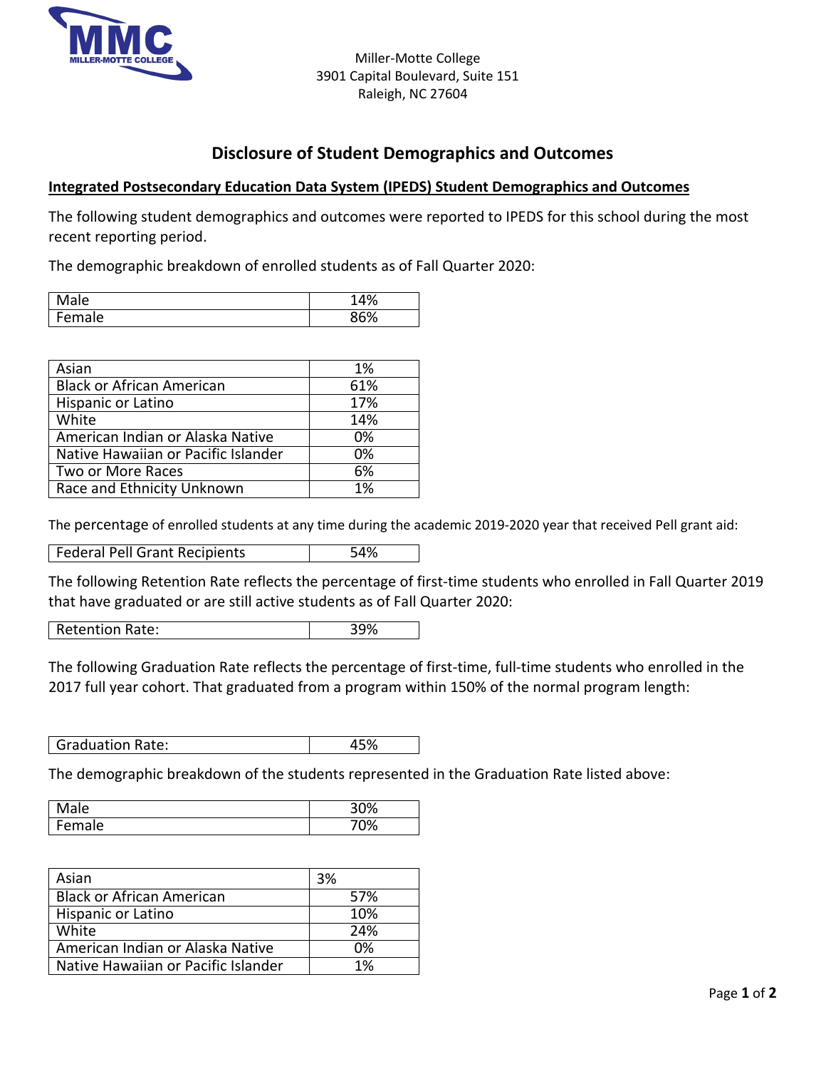Miller-Motte College
3901 Capital Boulevard, Suite 151
Raleigh, NC 27604

# Disclosure of Student Demographics and Outcomes

## Integrated Postsecondary Education Data System (IPEDS) Student Demographics and Outcomes

The following student demographics and outcomes were reported to IPEDS for this school during the most recent reporting period.

The demographic breakdown of enrolled students as of Fall Quarter 2020:

| | |
|---|---|
| Male | 14% |
| Female | 86% |

| | |
|---|---|
| Asian | 1% |
| Black or African American | 61% |
| Hispanic or Latino | 17% |
| White | 14% |
| American Indian or Alaska Native | 0% |
| Native Hawaiian or Pacific Islander | 0% |
| Two or More Races | 6% |
| Race and Ethnicity Unknown | 1% |

The percentage of enrolled students at any time during the academic 2019-2020 year that received Pell grant aid:

| | |
|---|---|
| Federal Pell Grant Recipients | 54% |

The following Retention Rate reflects the percentage of first-time students who enrolled in Fall Quarter 2019 that have graduated or are still active students as of Fall Quarter 2020:

| | |
|---|---|
| Retention Rate: | 39% |

The following Graduation Rate reflects the percentage of first-time, full-time students who enrolled in the 2017 full year cohort. That graduated from a program within 150% of the normal program length:

| | |
|---|---|
| Graduation Rate: | 45% |

The demographic breakdown of the students represented in the Graduation Rate listed above:

| | |
|---|---|
| Male | 30% |
| Female | 70% |

| | |
|---|---|
| Asian | 3% |
| Black or African American | 57% |
| Hispanic or Latino | 10% |
| White | 24% |
| American Indian or Alaska Native | 0% |
| Native Hawaiian or Pacific Islander | 1% |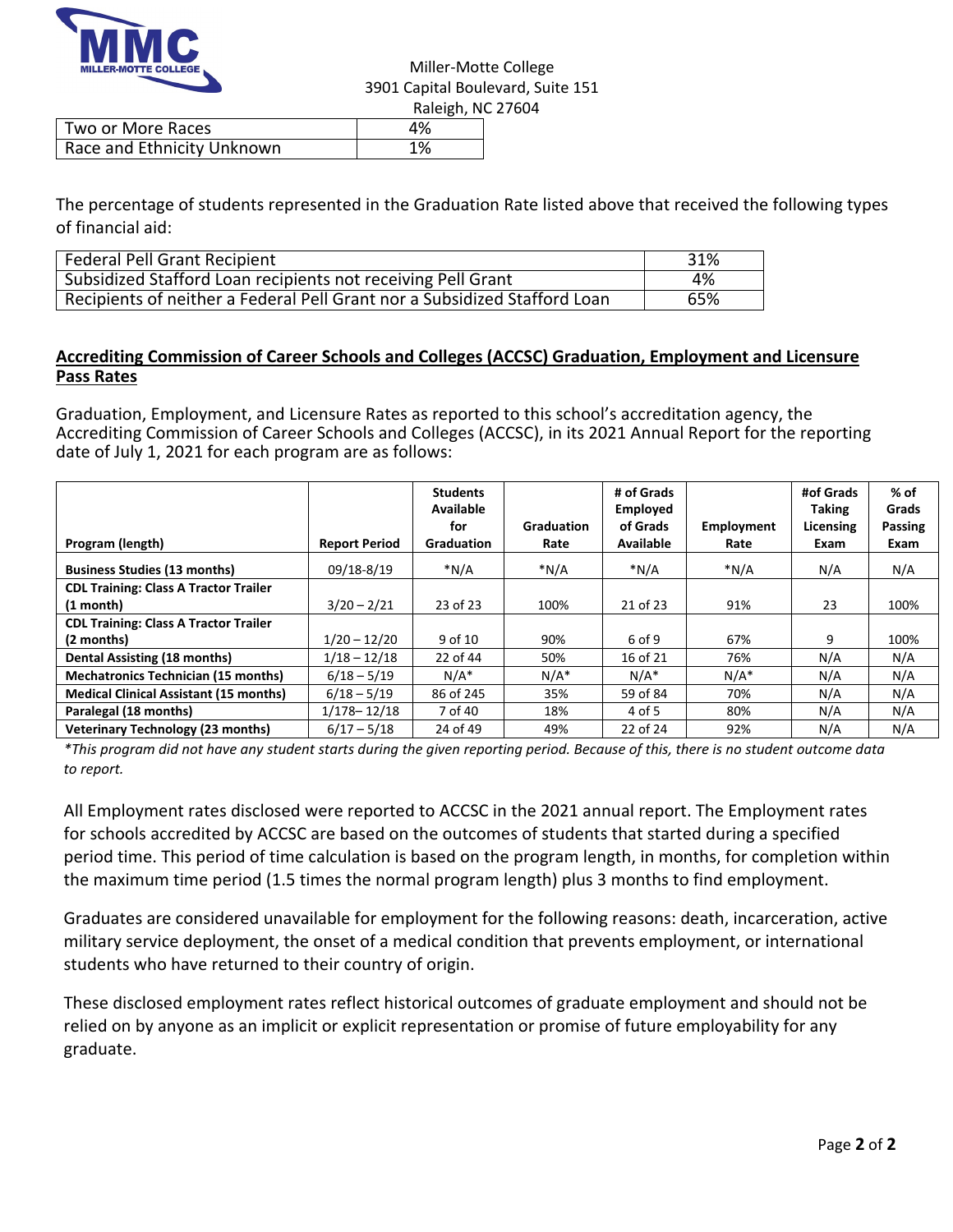Miller-Motte College
3901 Capital Boulevard, Suite 151
Raleigh, NC 27604

| | |
|---|---|
| Two or More Races | 4% |
| Race and Ethnicity Unknown | 1% |

The percentage of students represented in the Graduation Rate listed above that received the following types of financial aid:

| | |
|---|---|
| Federal Pell Grant Recipient | 31% |
| Subsidized Stafford Loan recipients not receiving Pell Grant | 4% |
| Recipients of neither a Federal Pell Grant nor a Subsidized Stafford Loan | 65% |

## Accrediting Commission of Career Schools and Colleges (ACCSC) Graduation, Employment and Licensure Pass Rates

Graduation, Employment, and Licensure Rates as reported to this school's accreditation agency, the Accrediting Commission of Career Schools and Colleges (ACCSC), in its 2021 Annual Report for the reporting date of July 1, 2021 for each program are as follows:

| Program (length) | Report Period | Students Available for Graduation | Graduation Rate | # of Grads Employed of Grads Available | Employment Rate | #of Grads Taking Licensing Exam | % of Grads Passing Exam |
|---|---|---|---|---|---|---|---|
| **Business Studies (13 months)** | 09/18-8/19 | *N/A | *N/A | *N/A | *N/A | N/A | N/A |
| **CDL Training: Class A Tractor Trailer (1 month)** | 3/20 – 2/21 | 23 of 23 | 100% | 21 of 23 | 91% | 23 | 100% |
| **CDL Training: Class A Tractor Trailer (2 months)** | 1/20 – 12/20 | 9 of 10 | 90% | 6 of 9 | 67% | 9 | 100% |
| **Dental Assisting (18 months)** | 1/18 – 12/18 | 22 of 44 | 50% | 16 of 21 | 76% | N/A | N/A |
| **Mechatronics Technician (15 months)** | 6/18 – 5/19 | N/A* | N/A* | N/A* | N/A* | N/A | N/A |
| **Medical Clinical Assistant (15 months)** | 6/18 – 5/19 | 86 of 245 | 35% | 59 of 84 | 70% | N/A | N/A |
| **Paralegal (18 months)** | 1/178– 12/18 | 7 of 40 | 18% | 4 of 5 | 80% | N/A | N/A |
| **Veterinary Technology (23 months)** | 6/17 – 5/18 | 24 of 49 | 49% | 22 of 24 | 92% | N/A | N/A |

*This program did not have any student starts during the given reporting period. Because of this, there is no student outcome data to report.*

All Employment rates disclosed were reported to ACCSC in the 2021 annual report. The Employment rates for schools accredited by ACCSC are based on the outcomes of students that started during a specified period time. This period of time calculation is based on the program length, in months, for completion within the maximum time period (1.5 times the normal program length) plus 3 months to find employment.

Graduates are considered unavailable for employment for the following reasons: death, incarceration, active military service deployment, the onset of a medical condition that prevents employment, or international students who have returned to their country of origin.

These disclosed employment rates reflect historical outcomes of graduate employment and should not be relied on by anyone as an implicit or explicit representation or promise of future employability for any graduate.